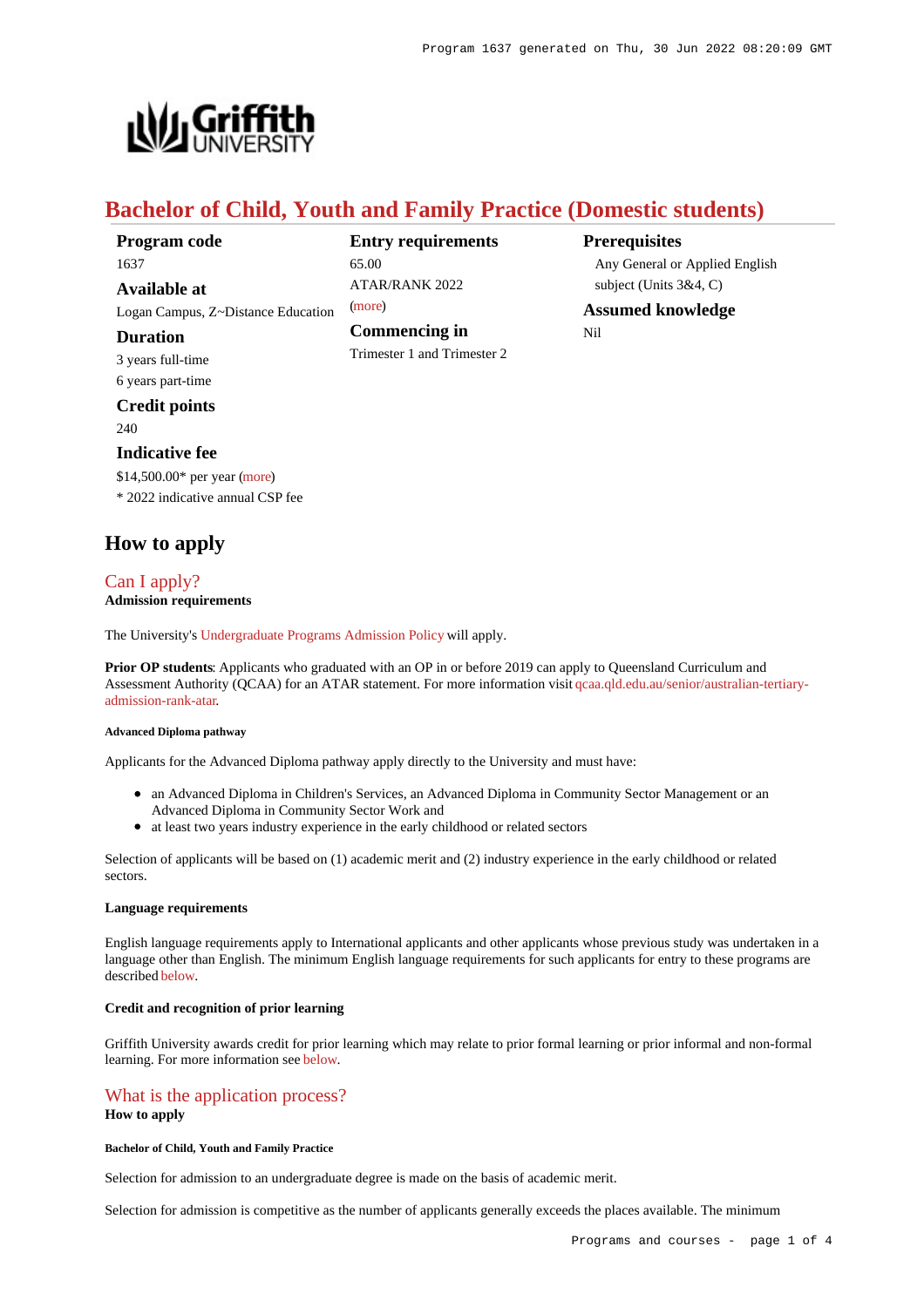# Bachelor of Child, Youth and Family Practice (Domestic students)

**Program code**
1637

**Available at**
Logan Campus, Z~Distance Education

**Duration**
3 years full-time
6 years part-time

**Credit points**
240

**Indicative fee**
$14,500.00* per year (more)
* 2022 indicative annual CSP fee

**Entry requirements**
65.00
ATAR/RANK 2022
(more)

**Commencing in**
Trimester 1 and Trimester 2

**Prerequisites**
Any General or Applied English subject (Units 3&4, C)

**Assumed knowledge**
Nil

## How to apply

### Can I apply?

**Admission requirements**

The University's Undergraduate Programs Admission Policy will apply.

**Prior OP students**: Applicants who graduated with an OP in or before 2019 can apply to Queensland Curriculum and Assessment Authority (QCAA) for an ATAR statement. For more information visit qcaa.qld.edu.au/senior/australian-tertiary-admission-rank-atar.

##### Advanced Diploma pathway

Applicants for the Advanced Diploma pathway apply directly to the University and must have:

- an Advanced Diploma in Children's Services, an Advanced Diploma in Community Sector Management or an Advanced Diploma in Community Sector Work and
- at least two years industry experience in the early childhood or related sectors

Selection of applicants will be based on (1) academic merit and (2) industry experience in the early childhood or related sectors.

**Language requirements**

English language requirements apply to International applicants and other applicants whose previous study was undertaken in a language other than English. The minimum English language requirements for such applicants for entry to these programs are described below.

**Credit and recognition of prior learning**

Griffith University awards credit for prior learning which may relate to prior formal learning or prior informal and non-formal learning. For more information see below.

### What is the application process?

**How to apply**

##### Bachelor of Child, Youth and Family Practice

Selection for admission to an undergraduate degree is made on the basis of academic merit.

Selection for admission is competitive as the number of applicants generally exceeds the places available. The minimum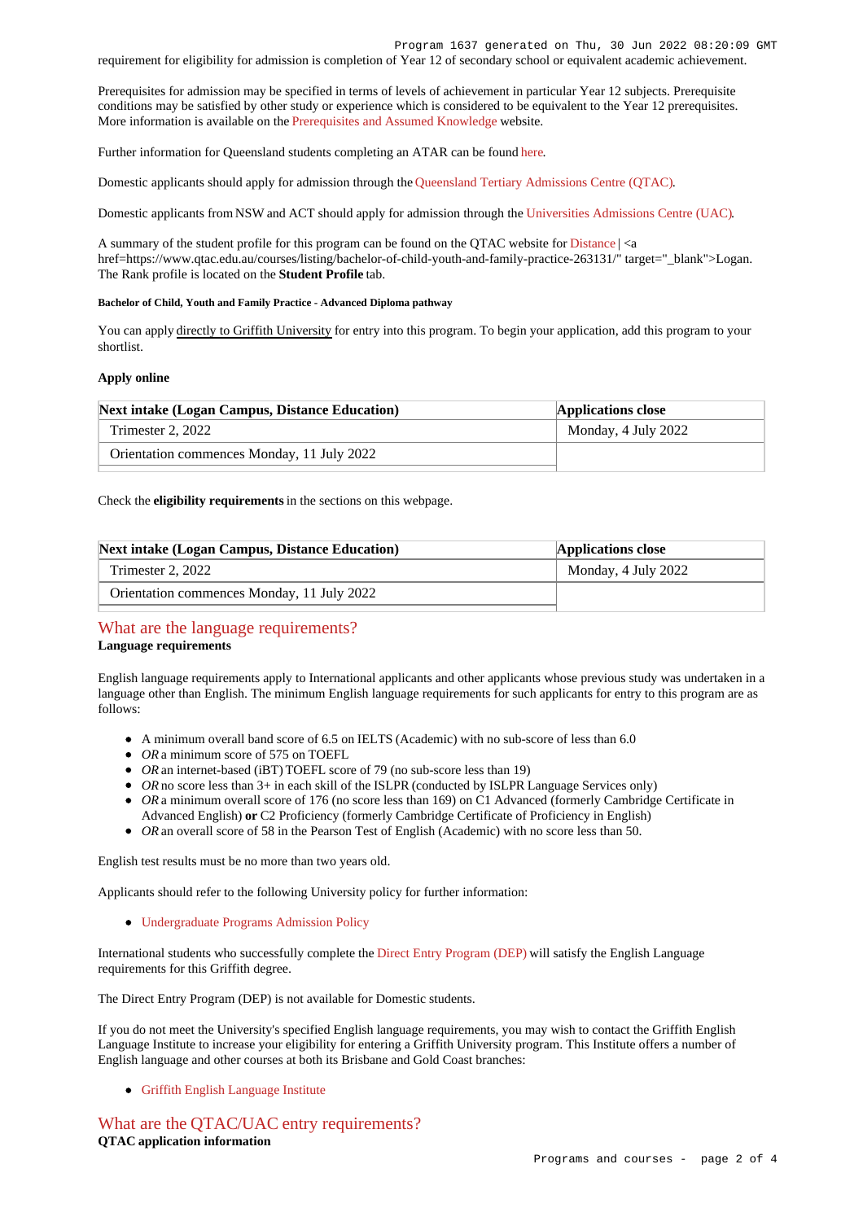requirement for eligibility for admission is completion of Year 12 of secondary school or equivalent academic achievement.

Prerequisites for admission may be specified in terms of levels of achievement in particular Year 12 subjects. Prerequisite conditions may be satisfied by other study or experience which is considered to be equivalent to the Year 12 prerequisites. More information is available on the Prerequisites and Assumed Knowledge website.

Further information for Queensland students completing an ATAR can be found here.

Domestic applicants should apply for admission through the Queensland Tertiary Admissions Centre (QTAC).

Domestic applicants from NSW and ACT should apply for admission through the Universities Admissions Centre (UAC).

A summary of the student profile for this program can be found on the QTAC website for Distance | <a href=https://www.qtac.edu.au/courses/listing/bachelor-of-child-youth-and-family-practice-263131/" target="_blank">Logan. The Rank profile is located on the **Student Profile** tab.

##### Bachelor of Child, Youth and Family Practice - Advanced Diploma pathway

You can apply directly to Griffith University for entry into this program. To begin your application, add this program to your shortlist.

**Apply online**

| Next intake (Logan Campus, Distance Education) | Applications close |
|---|---|
| Trimester 2, 2022 | Monday, 4 July 2022 |
| Orientation commences Monday, 11 July 2022 | |

Check the **eligibility requirements** in the sections on this webpage.

| Next intake (Logan Campus, Distance Education) | Applications close |
|---|---|
| Trimester 2, 2022 | Monday, 4 July 2022 |
| Orientation commences Monday, 11 July 2022 | |

## What are the language requirements?

**Language requirements**

English language requirements apply to International applicants and other applicants whose previous study was undertaken in a language other than English. The minimum English language requirements for such applicants for entry to this program are as follows:

- A minimum overall band score of 6.5 on IELTS (Academic) with no sub-score of less than 6.0
- *OR* a minimum score of 575 on TOEFL
- *OR* an internet-based (iBT) TOEFL score of 79 (no sub-score less than 19)
- *OR* no score less than 3+ in each skill of the ISLPR (conducted by ISLPR Language Services only)
- *OR* a minimum overall score of 176 (no score less than 169) on C1 Advanced (formerly Cambridge Certificate in Advanced English) **or** C2 Proficiency (formerly Cambridge Certificate of Proficiency in English)
- *OR* an overall score of 58 in the Pearson Test of English (Academic) with no score less than 50.

English test results must be no more than two years old.

Applicants should refer to the following University policy for further information:

- Undergraduate Programs Admission Policy

International students who successfully complete the Direct Entry Program (DEP) will satisfy the English Language requirements for this Griffith degree.

The Direct Entry Program (DEP) is not available for Domestic students.

If you do not meet the University's specified English language requirements, you may wish to contact the Griffith English Language Institute to increase your eligibility for entering a Griffith University program. This Institute offers a number of English language and other courses at both its Brisbane and Gold Coast branches:

- Griffith English Language Institute

## What are the QTAC/UAC entry requirements?

**QTAC application information**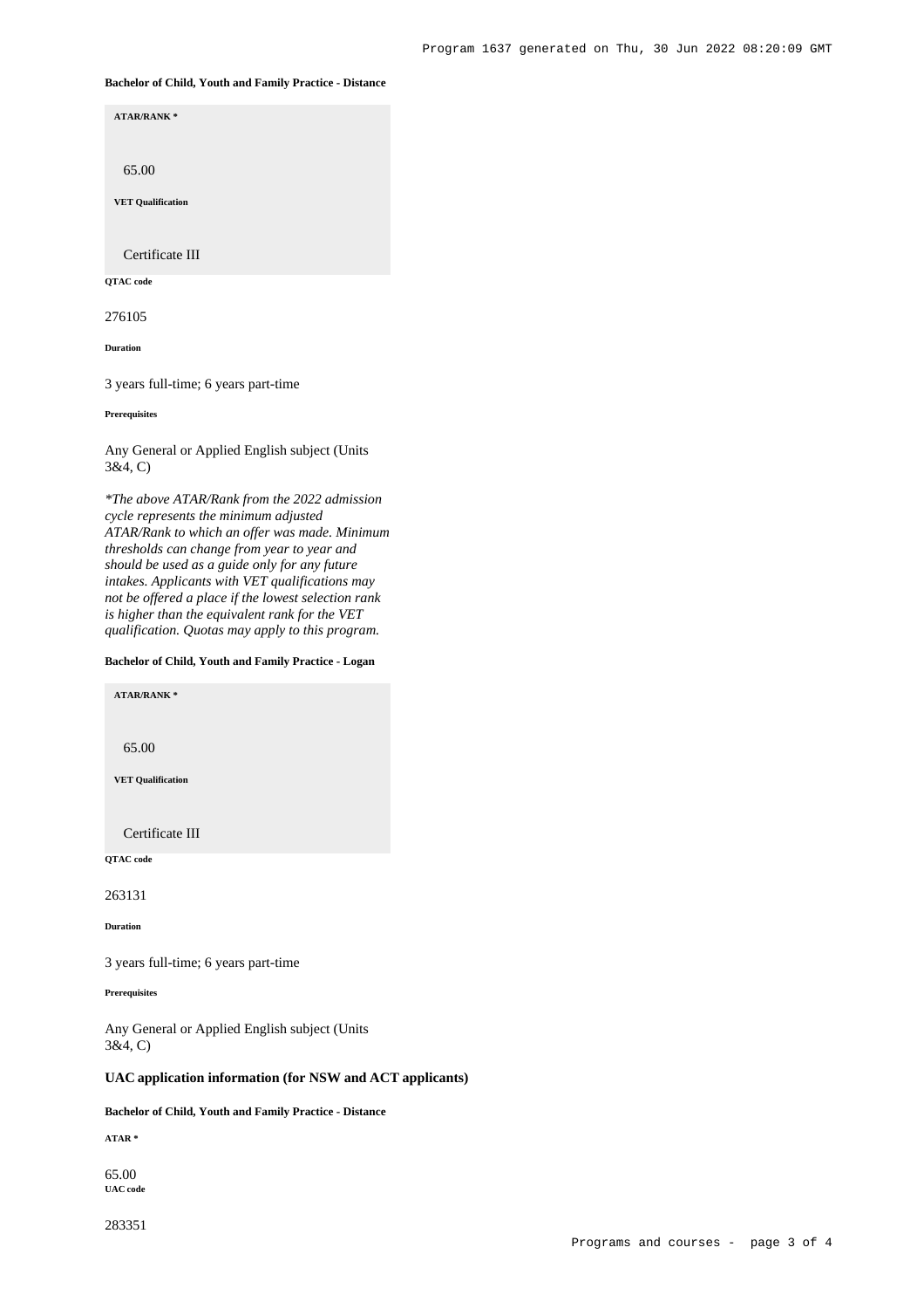#### Bachelor of Child, Youth and Family Practice - Distance

**ATAR/RANK ***

65.00

**VET Qualification**

Certificate III

**QTAC code**

276105

**Duration**

3 years full-time; 6 years part-time

**Prerequisites**

Any General or Applied English subject (Units 3&4, C)

*\*The above ATAR/Rank from the 2022 admission cycle represents the minimum adjusted ATAR/Rank to which an offer was made. Minimum thresholds can change from year to year and should be used as a guide only for any future intakes. Applicants with VET qualifications may not be offered a place if the lowest selection rank is higher than the equivalent rank for the VET qualification. Quotas may apply to this program.*

#### Bachelor of Child, Youth and Family Practice - Logan

**ATAR/RANK ***

65.00

**VET Qualification**

Certificate III

**QTAC code**

263131

**Duration**

3 years full-time; 6 years part-time

**Prerequisites**

Any General or Applied English subject (Units 3&4, C)

### UAC application information (for NSW and ACT applicants)

#### Bachelor of Child, Youth and Family Practice - Distance

**ATAR ***

65.00

**UAC code**

283351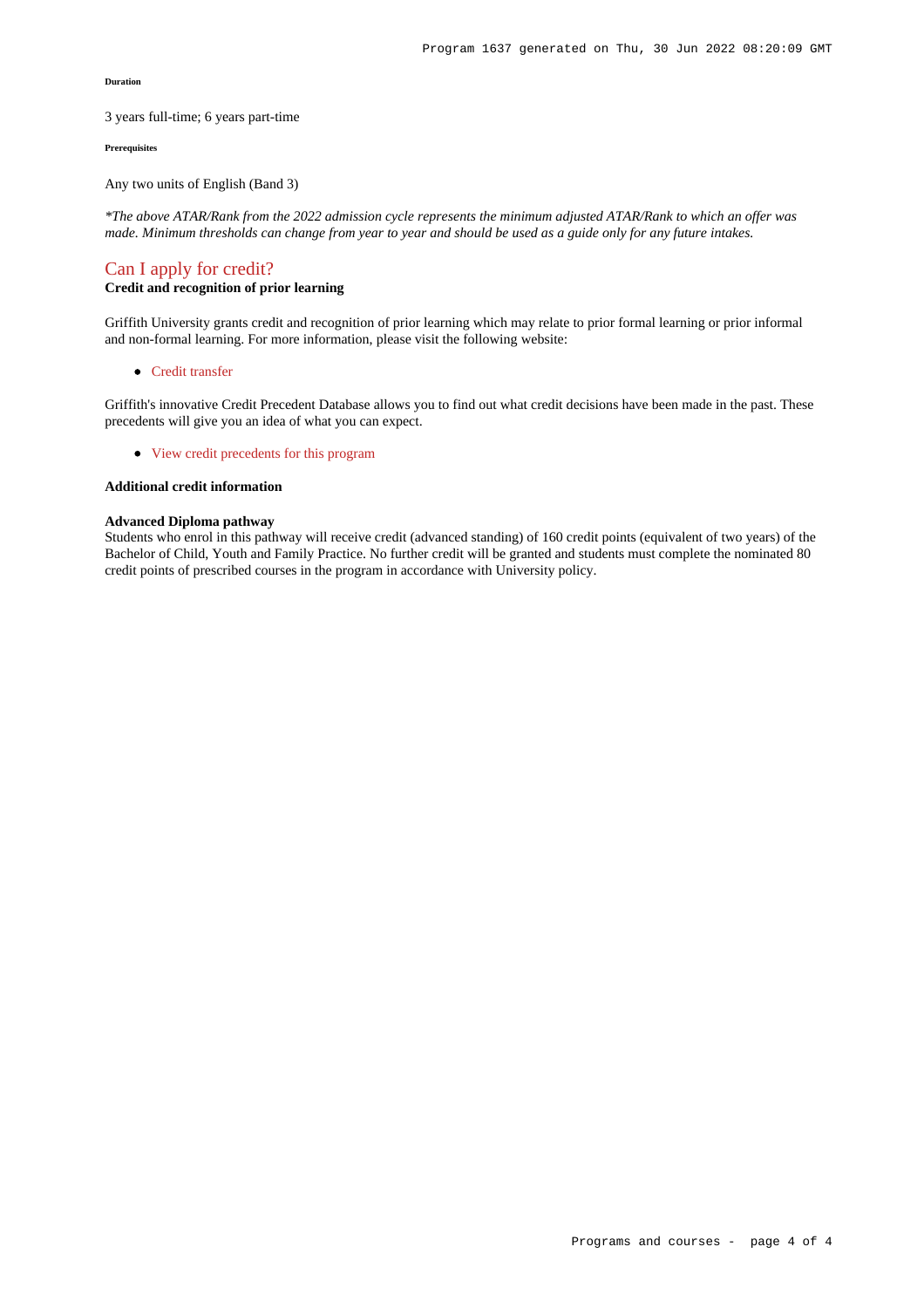##### Duration

3 years full-time; 6 years part-time

##### Prerequisites

Any two units of English (Band 3)

*\*The above ATAR/Rank from the 2022 admission cycle represents the minimum adjusted ATAR/Rank to which an offer was made. Minimum thresholds can change from year to year and should be used as a guide only for any future intakes.*

## Can I apply for credit?

### Credit and recognition of prior learning

Griffith University grants credit and recognition of prior learning which may relate to prior formal learning or prior informal and non-formal learning. For more information, please visit the following website:

- Credit transfer

Griffith's innovative Credit Precedent Database allows you to find out what credit decisions have been made in the past. These precedents will give you an idea of what you can expect.

- View credit precedents for this program

**Additional credit information**

**Advanced Diploma pathway**
Students who enrol in this pathway will receive credit (advanced standing) of 160 credit points (equivalent of two years) of the Bachelor of Child, Youth and Family Practice. No further credit will be granted and students must complete the nominated 80 credit points of prescribed courses in the program in accordance with University policy.